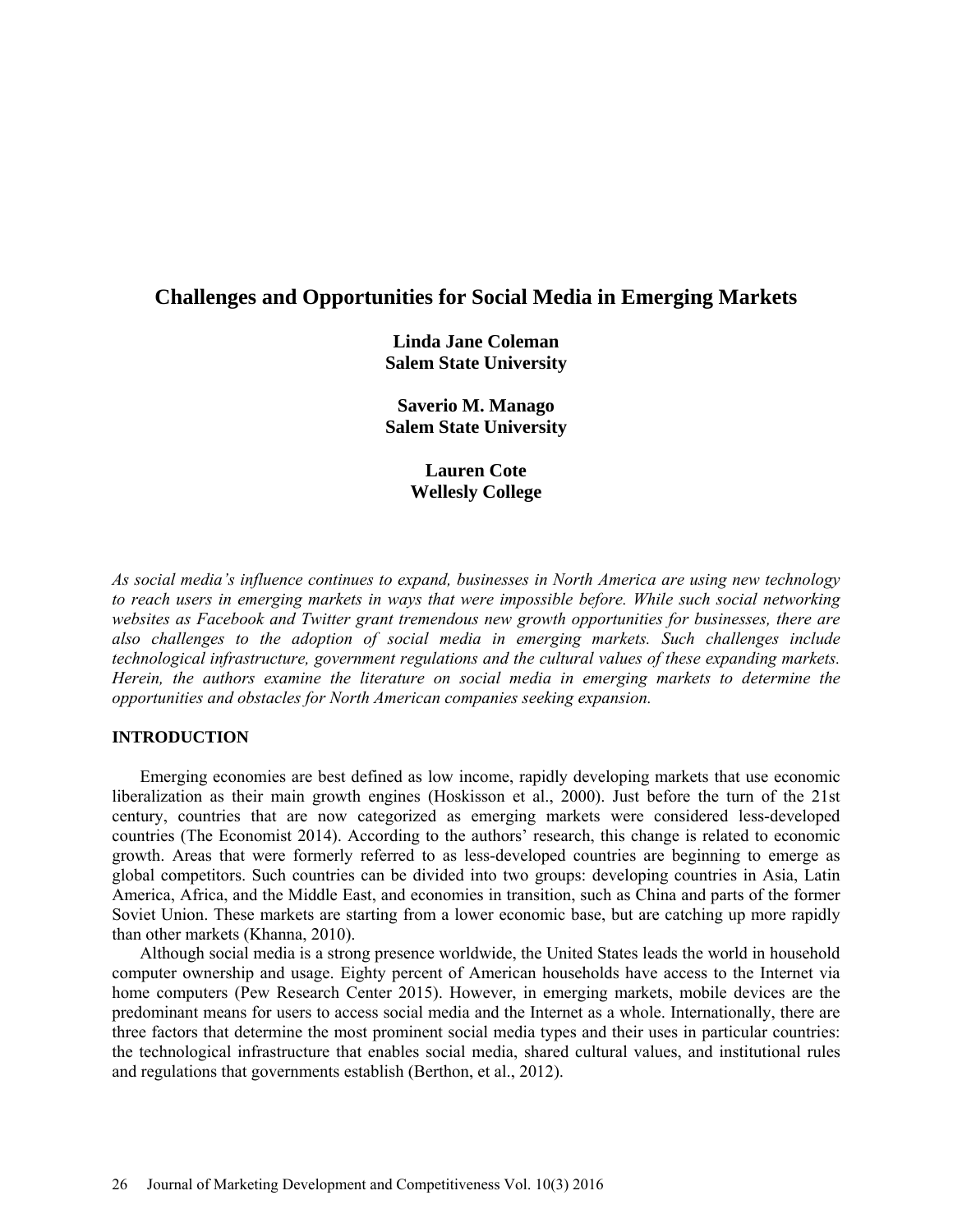# Challenges and Opportunities for Social Media in Emerging Markets

**Linda Jane Coleman**
**Salem State University**

**Saverio M. Manago**
**Salem State University**

**Lauren Cote**
**Wellesly College**

*As social media's influence continues to expand, businesses in North America are using new technology to reach users in emerging markets in ways that were impossible before. While such social networking websites as Facebook and Twitter grant tremendous new growth opportunities for businesses, there are also challenges to the adoption of social media in emerging markets. Such challenges include technological infrastructure, government regulations and the cultural values of these expanding markets. Herein, the authors examine the literature on social media in emerging markets to determine the opportunities and obstacles for North American companies seeking expansion.*

## INTRODUCTION

Emerging economies are best defined as low income, rapidly developing markets that use economic liberalization as their main growth engines (Hoskisson et al., 2000). Just before the turn of the 21st century, countries that are now categorized as emerging markets were considered less-developed countries (The Economist 2014). According to the authors' research, this change is related to economic growth. Areas that were formerly referred to as less-developed countries are beginning to emerge as global competitors. Such countries can be divided into two groups: developing countries in Asia, Latin America, Africa, and the Middle East, and economies in transition, such as China and parts of the former Soviet Union. These markets are starting from a lower economic base, but are catching up more rapidly than other markets (Khanna, 2010).

Although social media is a strong presence worldwide, the United States leads the world in household computer ownership and usage. Eighty percent of American households have access to the Internet via home computers (Pew Research Center 2015). However, in emerging markets, mobile devices are the predominant means for users to access social media and the Internet as a whole. Internationally, there are three factors that determine the most prominent social media types and their uses in particular countries: the technological infrastructure that enables social media, shared cultural values, and institutional rules and regulations that governments establish (Berthon, et al., 2012).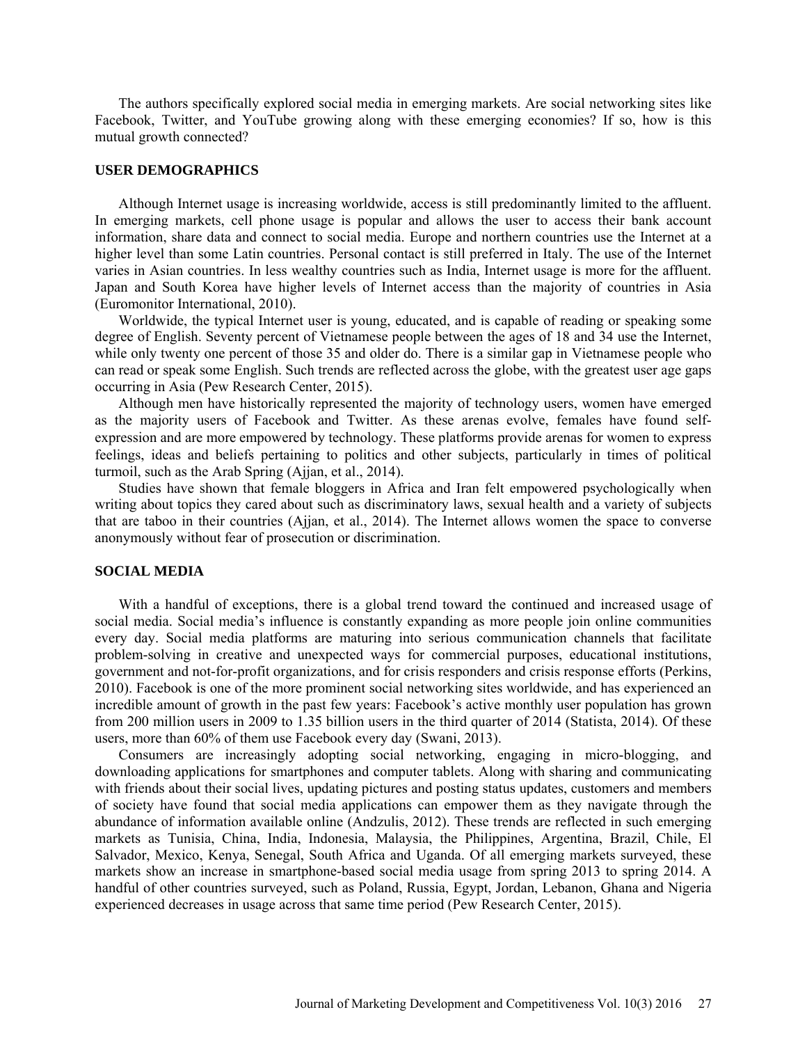The authors specifically explored social media in emerging markets. Are social networking sites like Facebook, Twitter, and YouTube growing along with these emerging economies? If so, how is this mutual growth connected?

## USER DEMOGRAPHICS

Although Internet usage is increasing worldwide, access is still predominantly limited to the affluent. In emerging markets, cell phone usage is popular and allows the user to access their bank account information, share data and connect to social media. Europe and northern countries use the Internet at a higher level than some Latin countries. Personal contact is still preferred in Italy. The use of the Internet varies in Asian countries. In less wealthy countries such as India, Internet usage is more for the affluent. Japan and South Korea have higher levels of Internet access than the majority of countries in Asia (Euromonitor International, 2010).

Worldwide, the typical Internet user is young, educated, and is capable of reading or speaking some degree of English. Seventy percent of Vietnamese people between the ages of 18 and 34 use the Internet, while only twenty one percent of those 35 and older do. There is a similar gap in Vietnamese people who can read or speak some English. Such trends are reflected across the globe, with the greatest user age gaps occurring in Asia (Pew Research Center, 2015).

Although men have historically represented the majority of technology users, women have emerged as the majority users of Facebook and Twitter. As these arenas evolve, females have found self-expression and are more empowered by technology. These platforms provide arenas for women to express feelings, ideas and beliefs pertaining to politics and other subjects, particularly in times of political turmoil, such as the Arab Spring (Ajjan, et al., 2014).

Studies have shown that female bloggers in Africa and Iran felt empowered psychologically when writing about topics they cared about such as discriminatory laws, sexual health and a variety of subjects that are taboo in their countries (Ajjan, et al., 2014). The Internet allows women the space to converse anonymously without fear of prosecution or discrimination.

## SOCIAL MEDIA

With a handful of exceptions, there is a global trend toward the continued and increased usage of social media. Social media's influence is constantly expanding as more people join online communities every day. Social media platforms are maturing into serious communication channels that facilitate problem-solving in creative and unexpected ways for commercial purposes, educational institutions, government and not-for-profit organizations, and for crisis responders and crisis response efforts (Perkins, 2010). Facebook is one of the more prominent social networking sites worldwide, and has experienced an incredible amount of growth in the past few years: Facebook's active monthly user population has grown from 200 million users in 2009 to 1.35 billion users in the third quarter of 2014 (Statista, 2014). Of these users, more than 60% of them use Facebook every day (Swani, 2013).

Consumers are increasingly adopting social networking, engaging in micro-blogging, and downloading applications for smartphones and computer tablets. Along with sharing and communicating with friends about their social lives, updating pictures and posting status updates, customers and members of society have found that social media applications can empower them as they navigate through the abundance of information available online (Andzulis, 2012). These trends are reflected in such emerging markets as Tunisia, China, India, Indonesia, Malaysia, the Philippines, Argentina, Brazil, Chile, El Salvador, Mexico, Kenya, Senegal, South Africa and Uganda. Of all emerging markets surveyed, these markets show an increase in smartphone-based social media usage from spring 2013 to spring 2014. A handful of other countries surveyed, such as Poland, Russia, Egypt, Jordan, Lebanon, Ghana and Nigeria experienced decreases in usage across that same time period (Pew Research Center, 2015).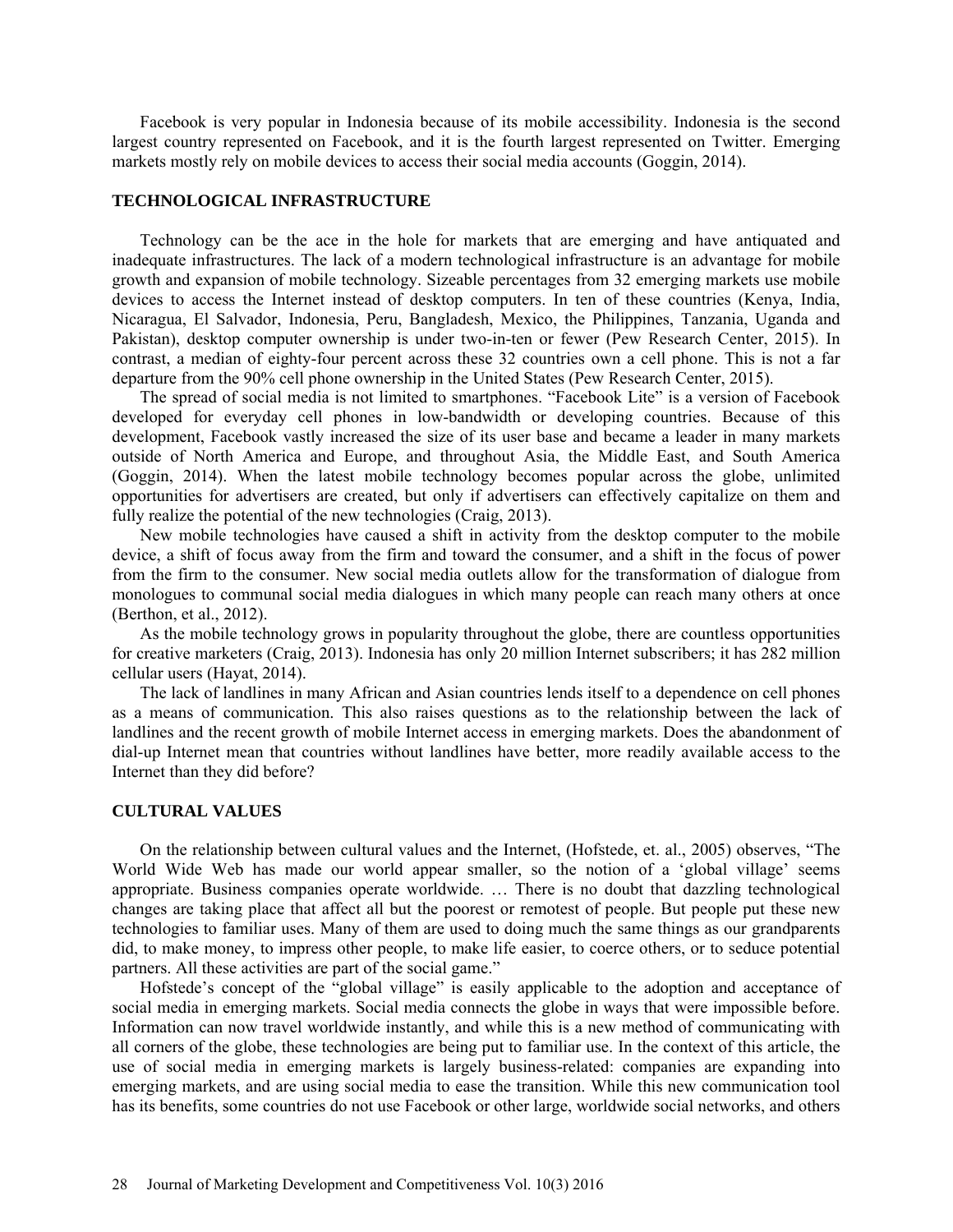Facebook is very popular in Indonesia because of its mobile accessibility. Indonesia is the second largest country represented on Facebook, and it is the fourth largest represented on Twitter. Emerging markets mostly rely on mobile devices to access their social media accounts (Goggin, 2014).

## TECHNOLOGICAL INFRASTRUCTURE

Technology can be the ace in the hole for markets that are emerging and have antiquated and inadequate infrastructures. The lack of a modern technological infrastructure is an advantage for mobile growth and expansion of mobile technology. Sizeable percentages from 32 emerging markets use mobile devices to access the Internet instead of desktop computers. In ten of these countries (Kenya, India, Nicaragua, El Salvador, Indonesia, Peru, Bangladesh, Mexico, the Philippines, Tanzania, Uganda and Pakistan), desktop computer ownership is under two-in-ten or fewer (Pew Research Center, 2015). In contrast, a median of eighty-four percent across these 32 countries own a cell phone. This is not a far departure from the 90% cell phone ownership in the United States (Pew Research Center, 2015).

The spread of social media is not limited to smartphones. "Facebook Lite" is a version of Facebook developed for everyday cell phones in low-bandwidth or developing countries. Because of this development, Facebook vastly increased the size of its user base and became a leader in many markets outside of North America and Europe, and throughout Asia, the Middle East, and South America (Goggin, 2014). When the latest mobile technology becomes popular across the globe, unlimited opportunities for advertisers are created, but only if advertisers can effectively capitalize on them and fully realize the potential of the new technologies (Craig, 2013).

New mobile technologies have caused a shift in activity from the desktop computer to the mobile device, a shift of focus away from the firm and toward the consumer, and a shift in the focus of power from the firm to the consumer. New social media outlets allow for the transformation of dialogue from monologues to communal social media dialogues in which many people can reach many others at once (Berthon, et al., 2012).

As the mobile technology grows in popularity throughout the globe, there are countless opportunities for creative marketers (Craig, 2013). Indonesia has only 20 million Internet subscribers; it has 282 million cellular users (Hayat, 2014).

The lack of landlines in many African and Asian countries lends itself to a dependence on cell phones as a means of communication. This also raises questions as to the relationship between the lack of landlines and the recent growth of mobile Internet access in emerging markets. Does the abandonment of dial-up Internet mean that countries without landlines have better, more readily available access to the Internet than they did before?

## CULTURAL VALUES

On the relationship between cultural values and the Internet, (Hofstede, et. al., 2005) observes, "The World Wide Web has made our world appear smaller, so the notion of a 'global village' seems appropriate. Business companies operate worldwide. … There is no doubt that dazzling technological changes are taking place that affect all but the poorest or remotest of people. But people put these new technologies to familiar uses. Many of them are used to doing much the same things as our grandparents did, to make money, to impress other people, to make life easier, to coerce others, or to seduce potential partners. All these activities are part of the social game."

Hofstede's concept of the "global village" is easily applicable to the adoption and acceptance of social media in emerging markets. Social media connects the globe in ways that were impossible before. Information can now travel worldwide instantly, and while this is a new method of communicating with all corners of the globe, these technologies are being put to familiar use. In the context of this article, the use of social media in emerging markets is largely business-related: companies are expanding into emerging markets, and are using social media to ease the transition. While this new communication tool has its benefits, some countries do not use Facebook or other large, worldwide social networks, and others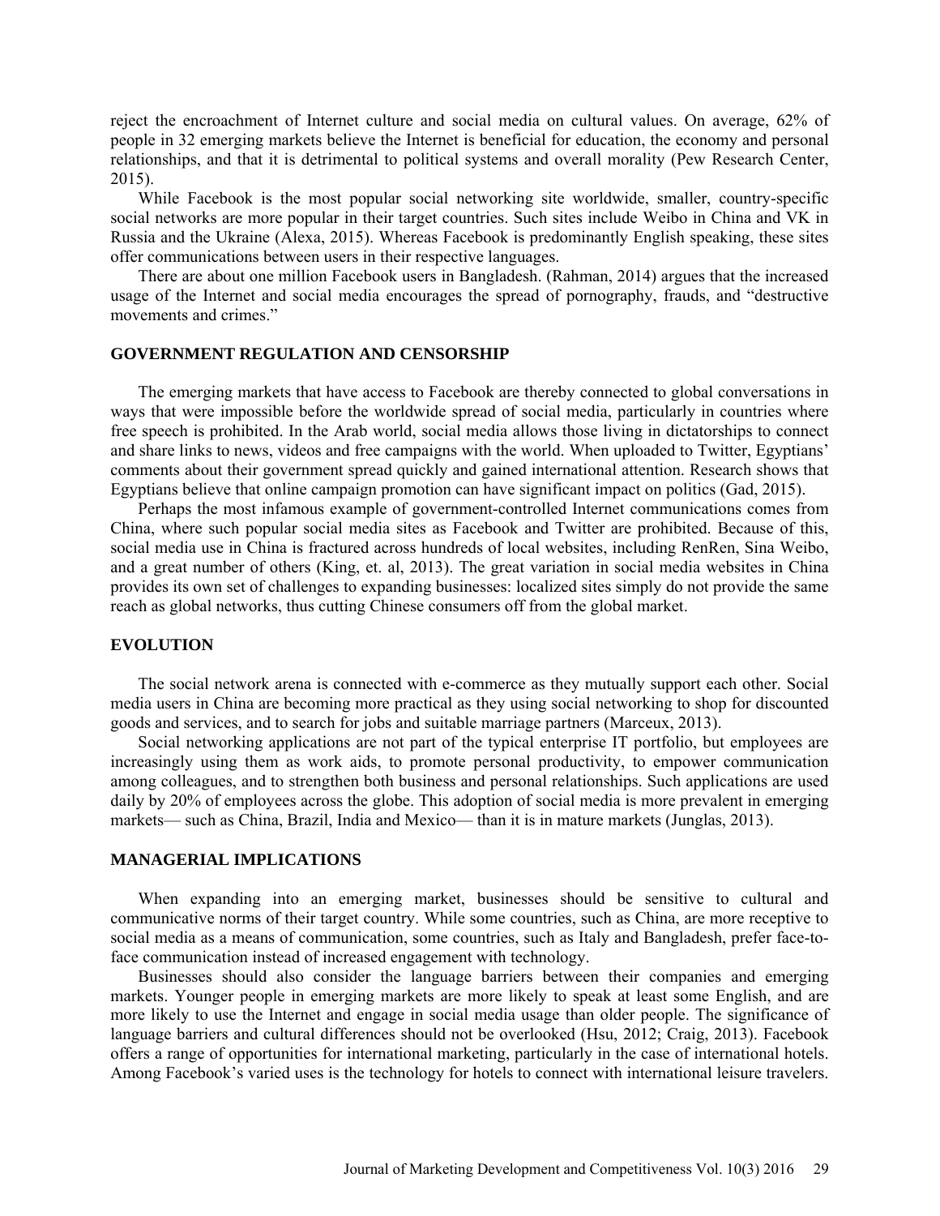reject the encroachment of Internet culture and social media on cultural values. On average, 62% of people in 32 emerging markets believe the Internet is beneficial for education, the economy and personal relationships, and that it is detrimental to political systems and overall morality (Pew Research Center, 2015).

While Facebook is the most popular social networking site worldwide, smaller, country-specific social networks are more popular in their target countries. Such sites include Weibo in China and VK in Russia and the Ukraine (Alexa, 2015). Whereas Facebook is predominantly English speaking, these sites offer communications between users in their respective languages.

There are about one million Facebook users in Bangladesh. (Rahman, 2014) argues that the increased usage of the Internet and social media encourages the spread of pornography, frauds, and "destructive movements and crimes."

## GOVERNMENT REGULATION AND CENSORSHIP

The emerging markets that have access to Facebook are thereby connected to global conversations in ways that were impossible before the worldwide spread of social media, particularly in countries where free speech is prohibited. In the Arab world, social media allows those living in dictatorships to connect and share links to news, videos and free campaigns with the world. When uploaded to Twitter, Egyptians' comments about their government spread quickly and gained international attention. Research shows that Egyptians believe that online campaign promotion can have significant impact on politics (Gad, 2015).

Perhaps the most infamous example of government-controlled Internet communications comes from China, where such popular social media sites as Facebook and Twitter are prohibited. Because of this, social media use in China is fractured across hundreds of local websites, including RenRen, Sina Weibo, and a great number of others (King, et. al, 2013). The great variation in social media websites in China provides its own set of challenges to expanding businesses: localized sites simply do not provide the same reach as global networks, thus cutting Chinese consumers off from the global market.

## EVOLUTION

The social network arena is connected with e-commerce as they mutually support each other. Social media users in China are becoming more practical as they using social networking to shop for discounted goods and services, and to search for jobs and suitable marriage partners (Marceux, 2013).

Social networking applications are not part of the typical enterprise IT portfolio, but employees are increasingly using them as work aids, to promote personal productivity, to empower communication among colleagues, and to strengthen both business and personal relationships. Such applications are used daily by 20% of employees across the globe. This adoption of social media is more prevalent in emerging markets— such as China, Brazil, India and Mexico— than it is in mature markets (Junglas, 2013).

## MANAGERIAL IMPLICATIONS

When expanding into an emerging market, businesses should be sensitive to cultural and communicative norms of their target country. While some countries, such as China, are more receptive to social media as a means of communication, some countries, such as Italy and Bangladesh, prefer face-to-face communication instead of increased engagement with technology.

Businesses should also consider the language barriers between their companies and emerging markets. Younger people in emerging markets are more likely to speak at least some English, and are more likely to use the Internet and engage in social media usage than older people. The significance of language barriers and cultural differences should not be overlooked (Hsu, 2012; Craig, 2013). Facebook offers a range of opportunities for international marketing, particularly in the case of international hotels. Among Facebook's varied uses is the technology for hotels to connect with international leisure travelers.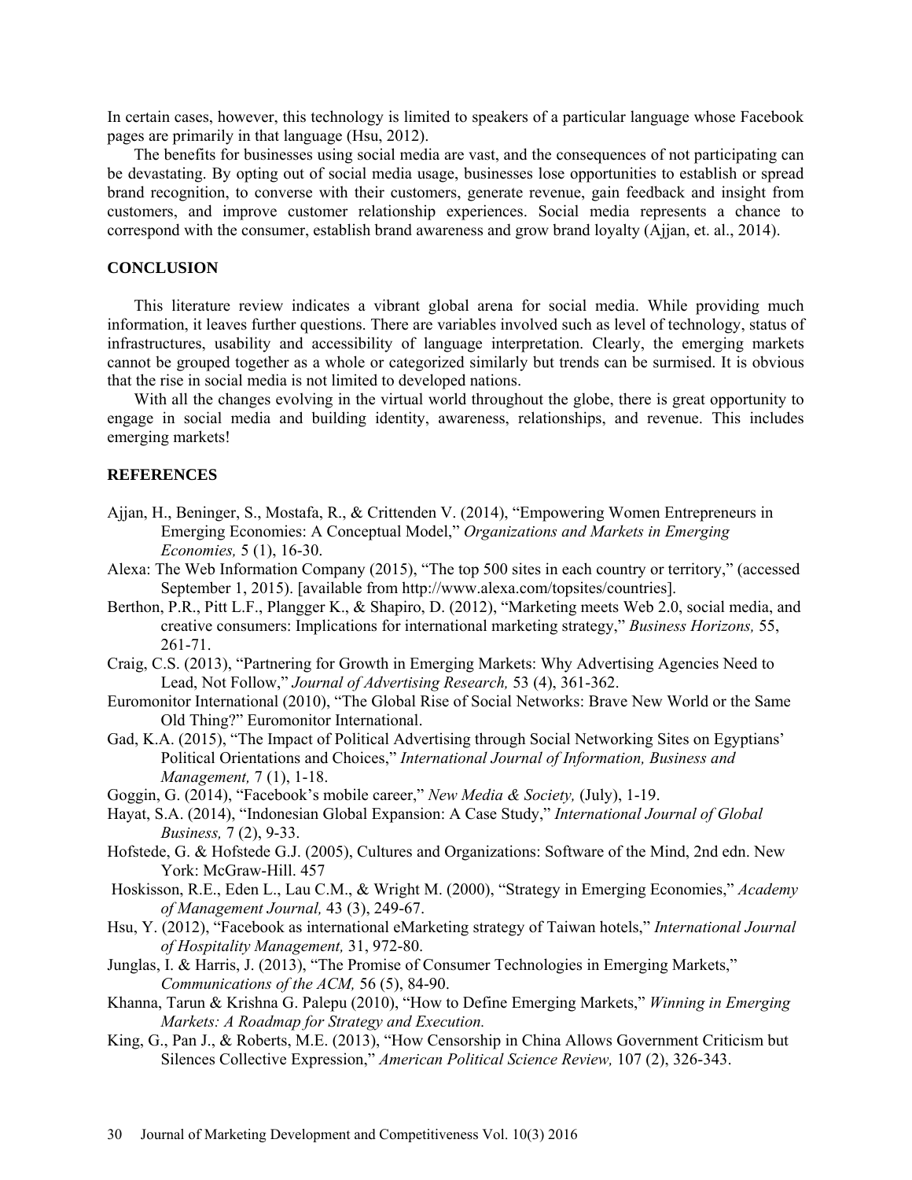In certain cases, however, this technology is limited to speakers of a particular language whose Facebook pages are primarily in that language (Hsu, 2012).

The benefits for businesses using social media are vast, and the consequences of not participating can be devastating. By opting out of social media usage, businesses lose opportunities to establish or spread brand recognition, to converse with their customers, generate revenue, gain feedback and insight from customers, and improve customer relationship experiences. Social media represents a chance to correspond with the consumer, establish brand awareness and grow brand loyalty (Ajjan, et. al., 2014).

## CONCLUSION

This literature review indicates a vibrant global arena for social media. While providing much information, it leaves further questions. There are variables involved such as level of technology, status of infrastructures, usability and accessibility of language interpretation. Clearly, the emerging markets cannot be grouped together as a whole or categorized similarly but trends can be surmised. It is obvious that the rise in social media is not limited to developed nations.

With all the changes evolving in the virtual world throughout the globe, there is great opportunity to engage in social media and building identity, awareness, relationships, and revenue. This includes emerging markets!

## REFERENCES

Ajjan, H., Beninger, S., Mostafa, R., & Crittenden V. (2014), "Empowering Women Entrepreneurs in Emerging Economies: A Conceptual Model," *Organizations and Markets in Emerging Economies,* 5 (1), 16-30.

Alexa: The Web Information Company (2015), "The top 500 sites in each country or territory," (accessed September 1, 2015). [available from http://www.alexa.com/topsites/countries].

Berthon, P.R., Pitt L.F., Plangger K., & Shapiro, D. (2012), "Marketing meets Web 2.0, social media, and creative consumers: Implications for international marketing strategy," *Business Horizons,* 55, 261-71.

Craig, C.S. (2013), "Partnering for Growth in Emerging Markets: Why Advertising Agencies Need to Lead, Not Follow," *Journal of Advertising Research,* 53 (4), 361-362.

Euromonitor International (2010), "The Global Rise of Social Networks: Brave New World or the Same Old Thing?" Euromonitor International.

Gad, K.A. (2015), "The Impact of Political Advertising through Social Networking Sites on Egyptians' Political Orientations and Choices," *International Journal of Information, Business and Management,* 7 (1), 1-18.

Goggin, G. (2014), "Facebook's mobile career," *New Media & Society,* (July), 1-19.

Hayat, S.A. (2014), "Indonesian Global Expansion: A Case Study," *International Journal of Global Business,* 7 (2), 9-33.

Hofstede, G. & Hofstede G.J. (2005), Cultures and Organizations: Software of the Mind, 2nd edn. New York: McGraw-Hill. 457

Hoskisson, R.E., Eden L., Lau C.M., & Wright M. (2000), "Strategy in Emerging Economies," *Academy of Management Journal,* 43 (3), 249-67.

Hsu, Y. (2012), "Facebook as international eMarketing strategy of Taiwan hotels," *International Journal of Hospitality Management,* 31, 972-80.

Junglas, I. & Harris, J. (2013), "The Promise of Consumer Technologies in Emerging Markets," *Communications of the ACM,* 56 (5), 84-90.

Khanna, Tarun & Krishna G. Palepu (2010), "How to Define Emerging Markets," *Winning in Emerging Markets: A Roadmap for Strategy and Execution.*

King, G., Pan J., & Roberts, M.E. (2013), "How Censorship in China Allows Government Criticism but Silences Collective Expression," *American Political Science Review,* 107 (2), 326-343.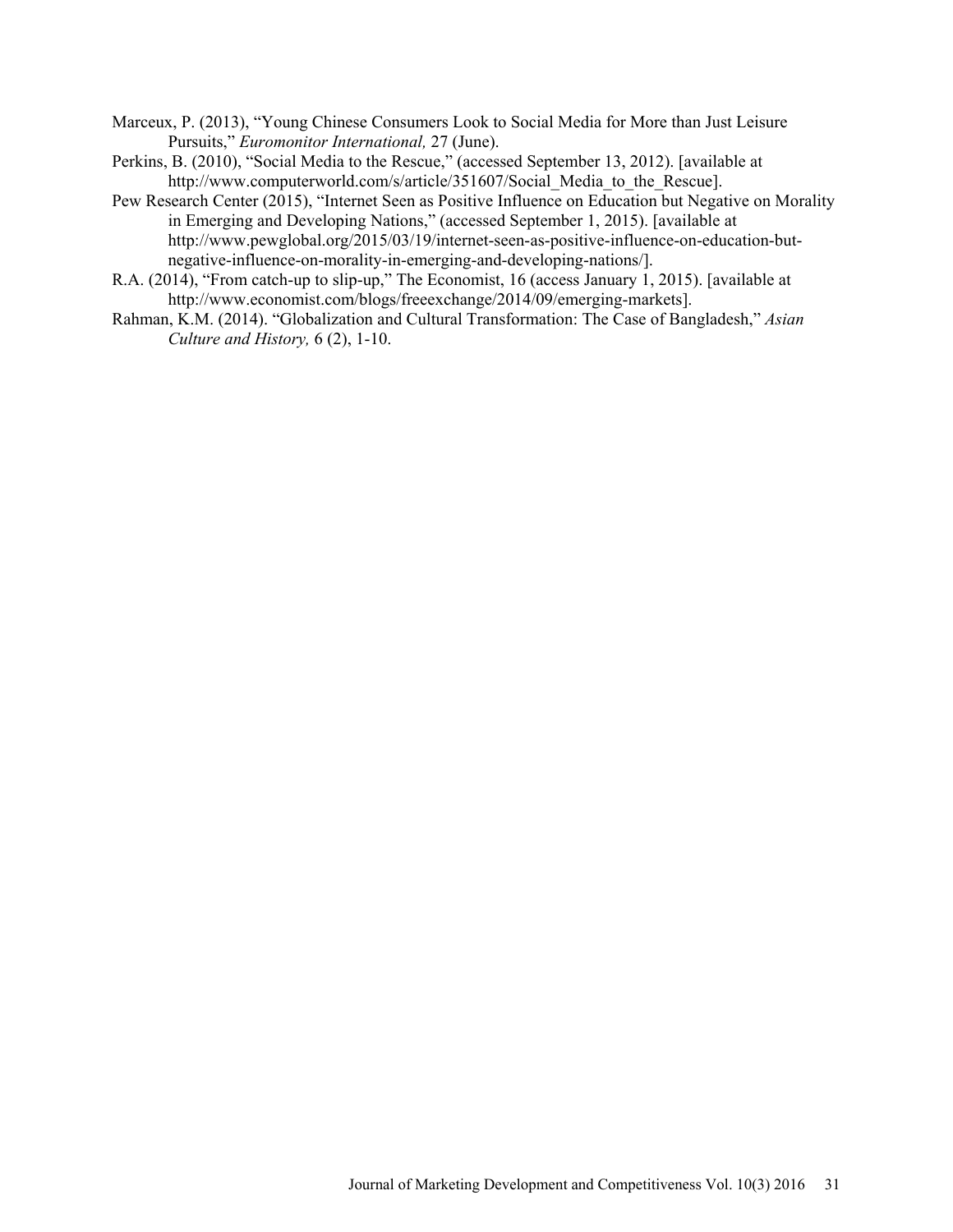Marceux, P. (2013), "Young Chinese Consumers Look to Social Media for More than Just Leisure Pursuits," *Euromonitor International,* 27 (June).

Perkins, B. (2010), "Social Media to the Rescue," (accessed September 13, 2012). [available at http://www.computerworld.com/s/article/351607/Social_Media_to_the_Rescue].

Pew Research Center (2015), "Internet Seen as Positive Influence on Education but Negative on Morality in Emerging and Developing Nations," (accessed September 1, 2015). [available at http://www.pewglobal.org/2015/03/19/internet-seen-as-positive-influence-on-education-but-negative-influence-on-morality-in-emerging-and-developing-nations/].

R.A. (2014), "From catch-up to slip-up," The Economist, 16 (access January 1, 2015). [available at http://www.economist.com/blogs/freeexchange/2014/09/emerging-markets].

Rahman, K.M. (2014). "Globalization and Cultural Transformation: The Case of Bangladesh," *Asian Culture and History,* 6 (2), 1-10.